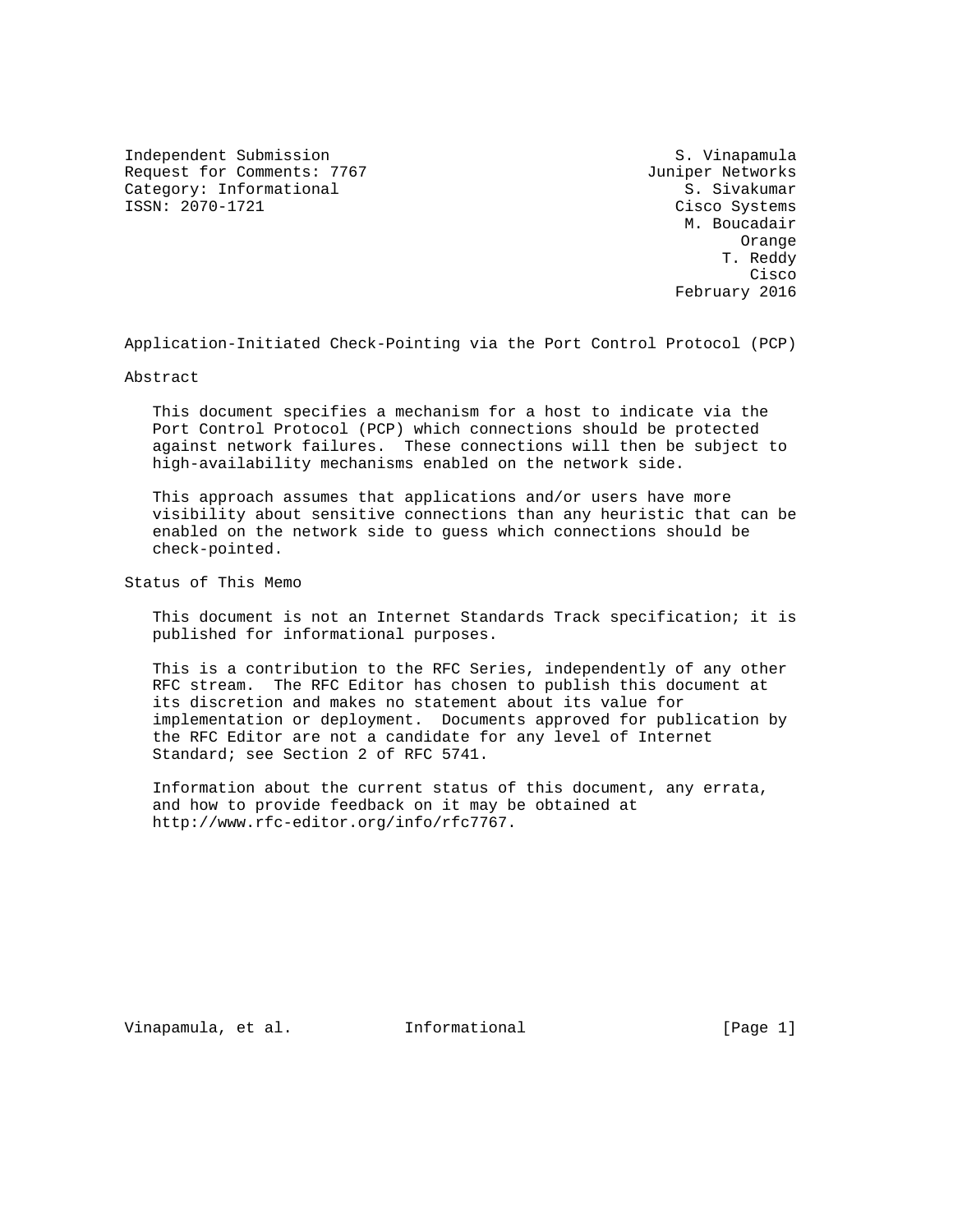Independent Submission S. Vinapamula
Request for Comments: 7767 Juniper Networks
Category: Informational S. Sivakumar
ISSN: 2070-1721 Cisco Systems
M. Boucadair
Orange
T. Reddy
Cisco
February 2016

# Application-Initiated Check-Pointing via the Port Control Protocol (PCP)

## Abstract

This document specifies a mechanism for a host to indicate via the Port Control Protocol (PCP) which connections should be protected against network failures. These connections will then be subject to high-availability mechanisms enabled on the network side.

This approach assumes that applications and/or users have more visibility about sensitive connections than any heuristic that can be enabled on the network side to guess which connections should be check-pointed.

## Status of This Memo

This document is not an Internet Standards Track specification; it is published for informational purposes.

This is a contribution to the RFC Series, independently of any other RFC stream. The RFC Editor has chosen to publish this document at its discretion and makes no statement about its value for implementation or deployment. Documents approved for publication by the RFC Editor are not a candidate for any level of Internet Standard; see Section 2 of RFC 5741.

Information about the current status of this document, any errata, and how to provide feedback on it may be obtained at http://www.rfc-editor.org/info/rfc7767.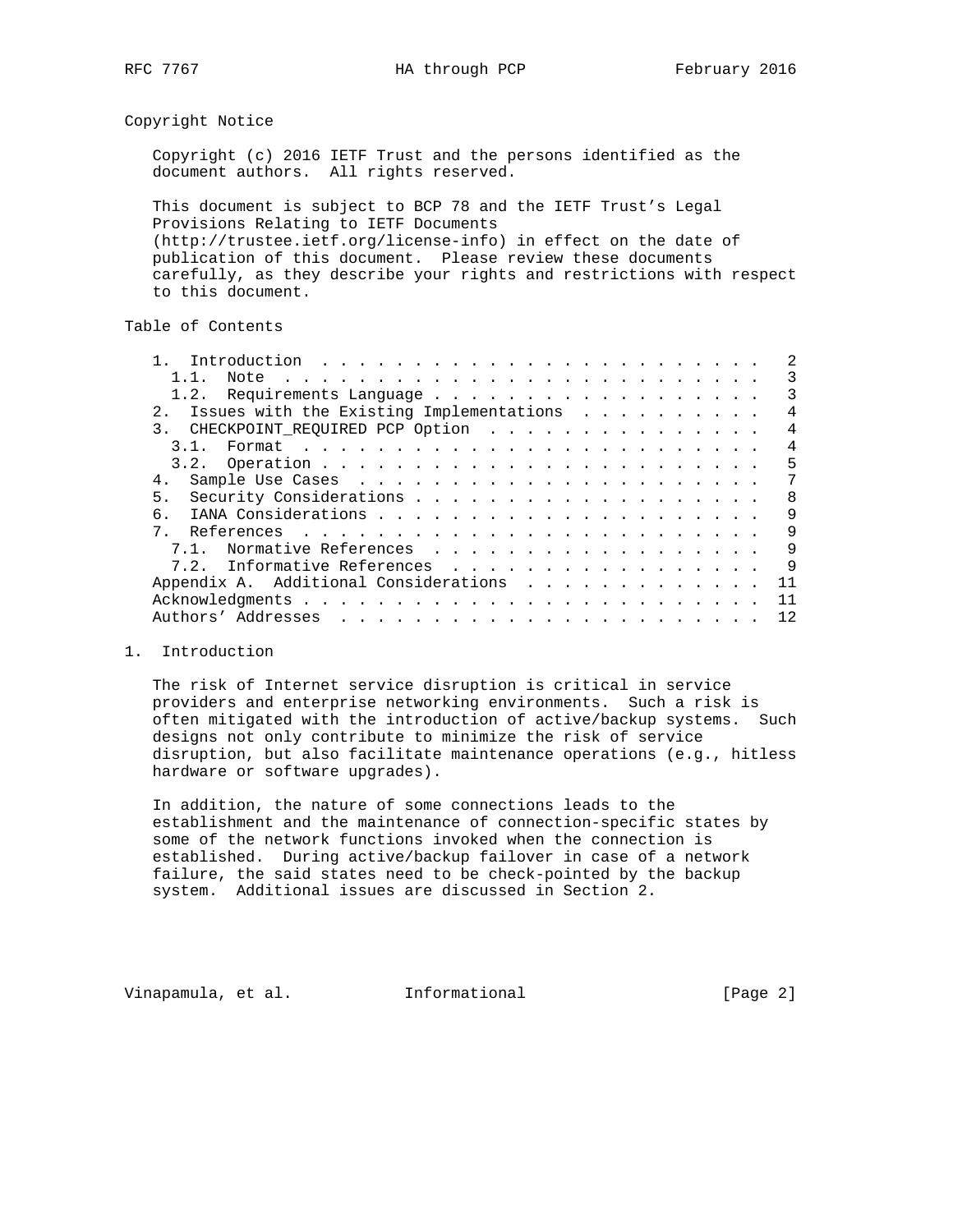## Copyright Notice

Copyright (c) 2016 IETF Trust and the persons identified as the document authors. All rights reserved.

This document is subject to BCP 78 and the IETF Trust's Legal Provisions Relating to IETF Documents (http://trustee.ietf.org/license-info) in effect on the date of publication of this document. Please review these documents carefully, as they describe your rights and restrictions with respect to this document.

## Table of Contents

```
   1.  Introduction  . . . . . . . . . . . . . . . . . . . . . . . .   2
     1.1.  Note  . . . . . . . . . . . . . . . . . . . . . . . . . .   3
     1.2.  Requirements Language . . . . . . . . . . . . . . . . . .   3
   2.  Issues with the Existing Implementations  . . . . . . . . . .   4
   3.  CHECKPOINT_REQUIRED PCP Option  . . . . . . . . . . . . . . .   4
     3.1.  Format  . . . . . . . . . . . . . . . . . . . . . . . . .   4
     3.2.  Operation . . . . . . . . . . . . . . . . . . . . . . . .   5
   4.  Sample Use Cases  . . . . . . . . . . . . . . . . . . . . . .   7
   5.  Security Considerations . . . . . . . . . . . . . . . . . . .   8
   6.  IANA Considerations . . . . . . . . . . . . . . . . . . . . .   9
   7.  References  . . . . . . . . . . . . . . . . . . . . . . . . .   9
     7.1.  Normative References  . . . . . . . . . . . . . . . . . .   9
     7.2.  Informative References  . . . . . . . . . . . . . . . . .   9
   Appendix A.  Additional Considerations  . . . . . . . . . . . . .  11
   Acknowledgments . . . . . . . . . . . . . . . . . . . . . . . . .  11
   Authors' Addresses  . . . . . . . . . . . . . . . . . . . . . . .  12
```

## 1. Introduction

The risk of Internet service disruption is critical in service providers and enterprise networking environments. Such a risk is often mitigated with the introduction of active/backup systems. Such designs not only contribute to minimize the risk of service disruption, but also facilitate maintenance operations (e.g., hitless hardware or software upgrades).

In addition, the nature of some connections leads to the establishment and the maintenance of connection-specific states by some of the network functions invoked when the connection is established. During active/backup failover in case of a network failure, the said states need to be check-pointed by the backup system. Additional issues are discussed in Section 2.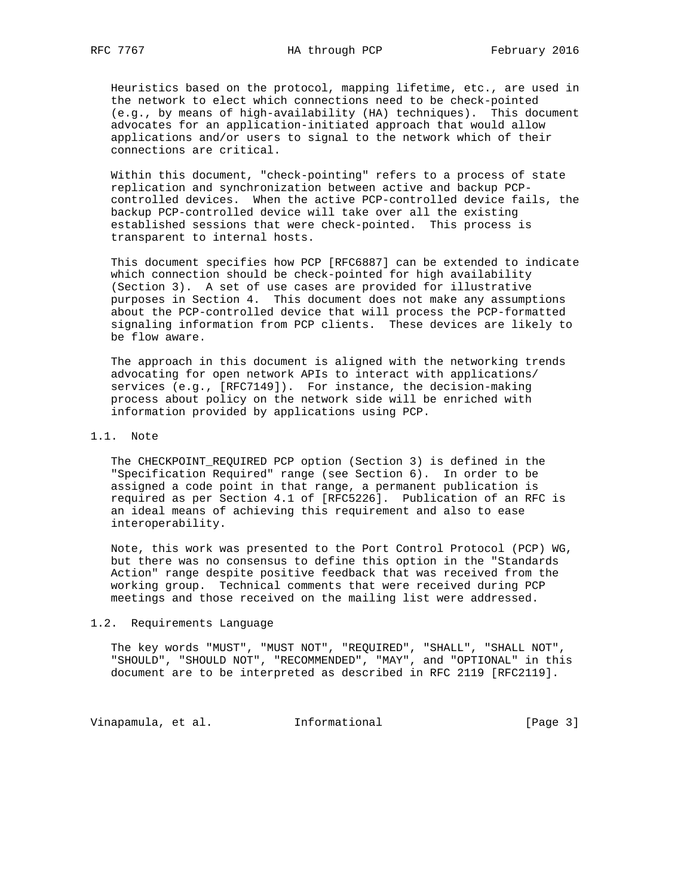Heuristics based on the protocol, mapping lifetime, etc., are used in the network to elect which connections need to be check-pointed (e.g., by means of high-availability (HA) techniques). This document advocates for an application-initiated approach that would allow applications and/or users to signal to the network which of their connections are critical.

Within this document, "check-pointing" refers to a process of state replication and synchronization between active and backup PCP-controlled devices. When the active PCP-controlled device fails, the backup PCP-controlled device will take over all the existing established sessions that were check-pointed. This process is transparent to internal hosts.

This document specifies how PCP [RFC6887] can be extended to indicate which connection should be check-pointed for high availability (Section 3). A set of use cases are provided for illustrative purposes in Section 4. This document does not make any assumptions about the PCP-controlled device that will process the PCP-formatted signaling information from PCP clients. These devices are likely to be flow aware.

The approach in this document is aligned with the networking trends advocating for open network APIs to interact with applications/services (e.g., [RFC7149]). For instance, the decision-making process about policy on the network side will be enriched with information provided by applications using PCP.

## 1.1. Note

The CHECKPOINT_REQUIRED PCP option (Section 3) is defined in the "Specification Required" range (see Section 6). In order to be assigned a code point in that range, a permanent publication is required as per Section 4.1 of [RFC5226]. Publication of an RFC is an ideal means of achieving this requirement and also to ease interoperability.

Note, this work was presented to the Port Control Protocol (PCP) WG, but there was no consensus to define this option in the "Standards Action" range despite positive feedback that was received from the working group. Technical comments that were received during PCP meetings and those received on the mailing list were addressed.

## 1.2. Requirements Language

The key words "MUST", "MUST NOT", "REQUIRED", "SHALL", "SHALL NOT", "SHOULD", "SHOULD NOT", "RECOMMENDED", "MAY", and "OPTIONAL" in this document are to be interpreted as described in RFC 2119 [RFC2119].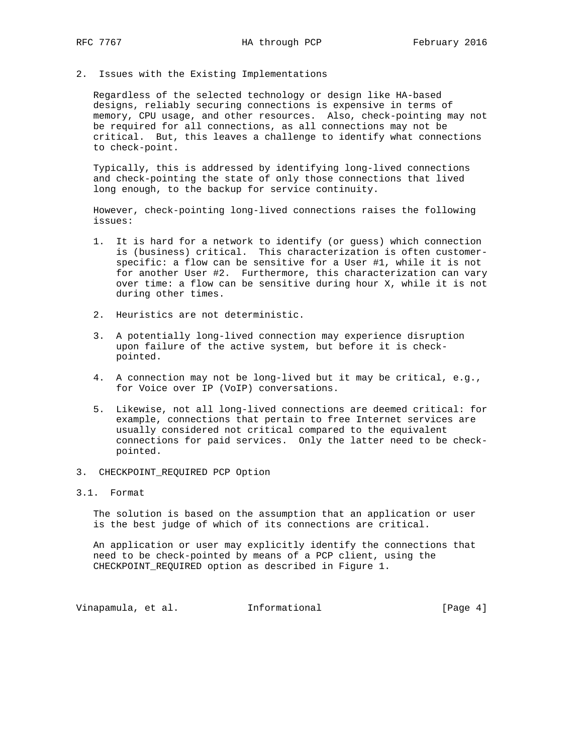## 2. Issues with the Existing Implementations

Regardless of the selected technology or design like HA-based designs, reliably securing connections is expensive in terms of memory, CPU usage, and other resources. Also, check-pointing may not be required for all connections, as all connections may not be critical. But, this leaves a challenge to identify what connections to check-point.

Typically, this is addressed by identifying long-lived connections and check-pointing the state of only those connections that lived long enough, to the backup for service continuity.

However, check-pointing long-lived connections raises the following issues:

1. It is hard for a network to identify (or guess) which connection is (business) critical. This characterization is often customer-specific: a flow can be sensitive for a User #1, while it is not for another User #2. Furthermore, this characterization can vary over time: a flow can be sensitive during hour X, while it is not during other times.

2. Heuristics are not deterministic.

3. A potentially long-lived connection may experience disruption upon failure of the active system, but before it is check-pointed.

4. A connection may not be long-lived but it may be critical, e.g., for Voice over IP (VoIP) conversations.

5. Likewise, not all long-lived connections are deemed critical: for example, connections that pertain to free Internet services are usually considered not critical compared to the equivalent connections for paid services. Only the latter need to be check-pointed.

## 3. CHECKPOINT_REQUIRED PCP Option

### 3.1. Format

The solution is based on the assumption that an application or user is the best judge of which of its connections are critical.

An application or user may explicitly identify the connections that need to be check-pointed by means of a PCP client, using the CHECKPOINT_REQUIRED option as described in Figure 1.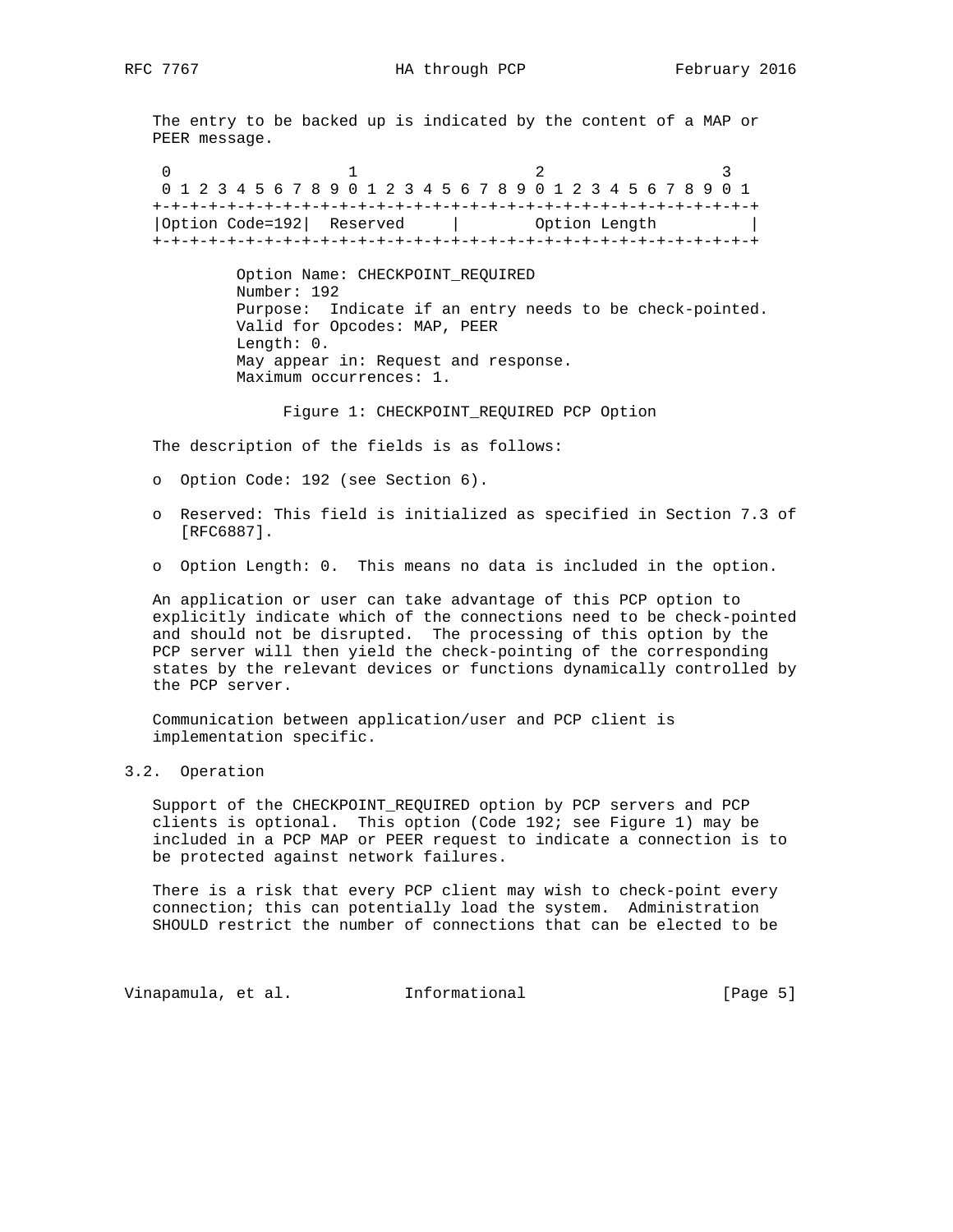The entry to be backed up is indicated by the content of a MAP or PEER message.

```
 0                   1                   2                   3
 0 1 2 3 4 5 6 7 8 9 0 1 2 3 4 5 6 7 8 9 0 1 2 3 4 5 6 7 8 9 0 1
+-+-+-+-+-+-+-+-+-+-+-+-+-+-+-+-+-+-+-+-+-+-+-+-+-+-+-+-+-+-+-+-+
|Option Code=192|  Reserved     |        Option Length          |
+-+-+-+-+-+-+-+-+-+-+-+-+-+-+-+-+-+-+-+-+-+-+-+-+-+-+-+-+-+-+-+-+

        Option Name: CHECKPOINT_REQUIRED
        Number: 192
        Purpose:  Indicate if an entry needs to be check-pointed.
        Valid for Opcodes: MAP, PEER
        Length: 0.
        May appear in: Request and response.
        Maximum occurrences: 1.
```

Figure 1: CHECKPOINT_REQUIRED PCP Option

The description of the fields is as follows:

- Option Code: 192 (see Section 6).
- Reserved: This field is initialized as specified in Section 7.3 of [RFC6887].
- Option Length: 0. This means no data is included in the option.

An application or user can take advantage of this PCP option to explicitly indicate which of the connections need to be check-pointed and should not be disrupted. The processing of this option by the PCP server will then yield the check-pointing of the corresponding states by the relevant devices or functions dynamically controlled by the PCP server.

Communication between application/user and PCP client is implementation specific.

## 3.2. Operation

Support of the CHECKPOINT_REQUIRED option by PCP servers and PCP clients is optional. This option (Code 192; see Figure 1) may be included in a PCP MAP or PEER request to indicate a connection is to be protected against network failures.

There is a risk that every PCP client may wish to check-point every connection; this can potentially load the system. Administration SHOULD restrict the number of connections that can be elected to be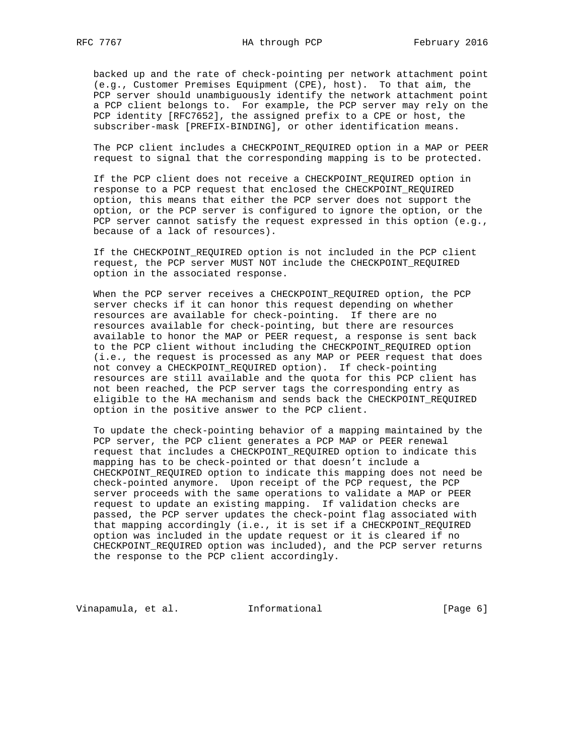backed up and the rate of check-pointing per network attachment point (e.g., Customer Premises Equipment (CPE), host). To that aim, the PCP server should unambiguously identify the network attachment point a PCP client belongs to. For example, the PCP server may rely on the PCP identity [RFC7652], the assigned prefix to a CPE or host, the subscriber-mask [PREFIX-BINDING], or other identification means.

The PCP client includes a CHECKPOINT_REQUIRED option in a MAP or PEER request to signal that the corresponding mapping is to be protected.

If the PCP client does not receive a CHECKPOINT_REQUIRED option in response to a PCP request that enclosed the CHECKPOINT_REQUIRED option, this means that either the PCP server does not support the option, or the PCP server is configured to ignore the option, or the PCP server cannot satisfy the request expressed in this option (e.g., because of a lack of resources).

If the CHECKPOINT_REQUIRED option is not included in the PCP client request, the PCP server MUST NOT include the CHECKPOINT_REQUIRED option in the associated response.

When the PCP server receives a CHECKPOINT_REQUIRED option, the PCP server checks if it can honor this request depending on whether resources are available for check-pointing. If there are no resources available for check-pointing, but there are resources available to honor the MAP or PEER request, a response is sent back to the PCP client without including the CHECKPOINT_REQUIRED option (i.e., the request is processed as any MAP or PEER request that does not convey a CHECKPOINT_REQUIRED option). If check-pointing resources are still available and the quota for this PCP client has not been reached, the PCP server tags the corresponding entry as eligible to the HA mechanism and sends back the CHECKPOINT_REQUIRED option in the positive answer to the PCP client.

To update the check-pointing behavior of a mapping maintained by the PCP server, the PCP client generates a PCP MAP or PEER renewal request that includes a CHECKPOINT_REQUIRED option to indicate this mapping has to be check-pointed or that doesn't include a CHECKPOINT_REQUIRED option to indicate this mapping does not need be check-pointed anymore. Upon receipt of the PCP request, the PCP server proceeds with the same operations to validate a MAP or PEER request to update an existing mapping. If validation checks are passed, the PCP server updates the check-point flag associated with that mapping accordingly (i.e., it is set if a CHECKPOINT_REQUIRED option was included in the update request or it is cleared if no CHECKPOINT_REQUIRED option was included), and the PCP server returns the response to the PCP client accordingly.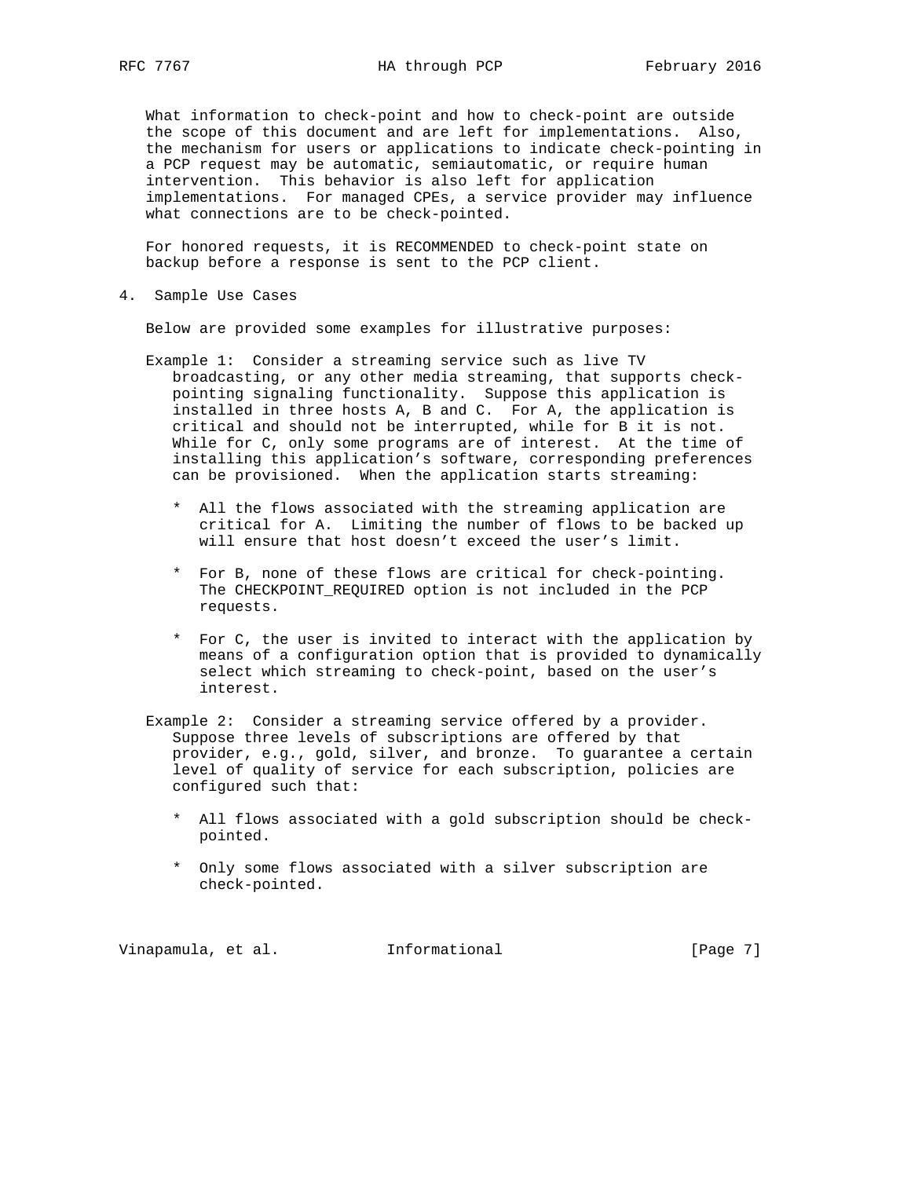What information to check-point and how to check-point are outside the scope of this document and are left for implementations. Also, the mechanism for users or applications to indicate check-pointing in a PCP request may be automatic, semiautomatic, or require human intervention. This behavior is also left for application implementations. For managed CPEs, a service provider may influence what connections are to be check-pointed.

For honored requests, it is RECOMMENDED to check-point state on backup before a response is sent to the PCP client.

## 4. Sample Use Cases

Below are provided some examples for illustrative purposes:

Example 1: Consider a streaming service such as live TV broadcasting, or any other media streaming, that supports check-pointing signaling functionality. Suppose this application is installed in three hosts A, B and C. For A, the application is critical and should not be interrupted, while for B it is not. While for C, only some programs are of interest. At the time of installing this application's software, corresponding preferences can be provisioned. When the application starts streaming:

* All the flows associated with the streaming application are critical for A. Limiting the number of flows to be backed up will ensure that host doesn't exceed the user's limit.

* For B, none of these flows are critical for check-pointing. The CHECKPOINT_REQUIRED option is not included in the PCP requests.

* For C, the user is invited to interact with the application by means of a configuration option that is provided to dynamically select which streaming to check-point, based on the user's interest.

Example 2: Consider a streaming service offered by a provider. Suppose three levels of subscriptions are offered by that provider, e.g., gold, silver, and bronze. To guarantee a certain level of quality of service for each subscription, policies are configured such that:

* All flows associated with a gold subscription should be check-pointed.

* Only some flows associated with a silver subscription are check-pointed.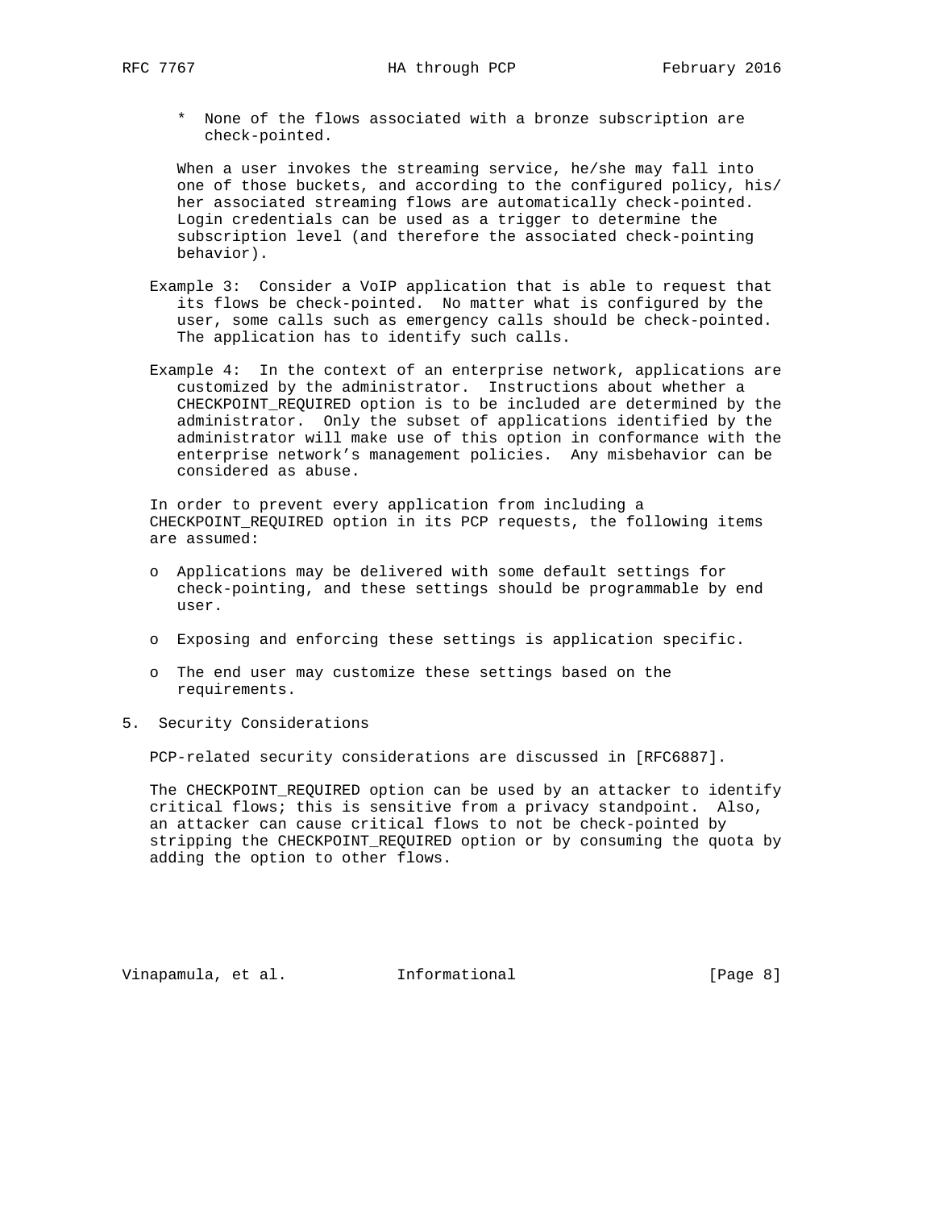* None of the flows associated with a bronze subscription are check-pointed.

When a user invokes the streaming service, he/she may fall into one of those buckets, and according to the configured policy, his/her associated streaming flows are automatically check-pointed. Login credentials can be used as a trigger to determine the subscription level (and therefore the associated check-pointing behavior).

Example 3: Consider a VoIP application that is able to request that its flows be check-pointed. No matter what is configured by the user, some calls such as emergency calls should be check-pointed. The application has to identify such calls.

Example 4: In the context of an enterprise network, applications are customized by the administrator. Instructions about whether a CHECKPOINT_REQUIRED option is to be included are determined by the administrator. Only the subset of applications identified by the administrator will make use of this option in conformance with the enterprise network's management policies. Any misbehavior can be considered as abuse.

In order to prevent every application from including a CHECKPOINT_REQUIRED option in its PCP requests, the following items are assumed:

- Applications may be delivered with some default settings for check-pointing, and these settings should be programmable by end user.
- Exposing and enforcing these settings is application specific.
- The end user may customize these settings based on the requirements.

## 5. Security Considerations

PCP-related security considerations are discussed in [RFC6887].

The CHECKPOINT_REQUIRED option can be used by an attacker to identify critical flows; this is sensitive from a privacy standpoint. Also, an attacker can cause critical flows to not be check-pointed by stripping the CHECKPOINT_REQUIRED option or by consuming the quota by adding the option to other flows.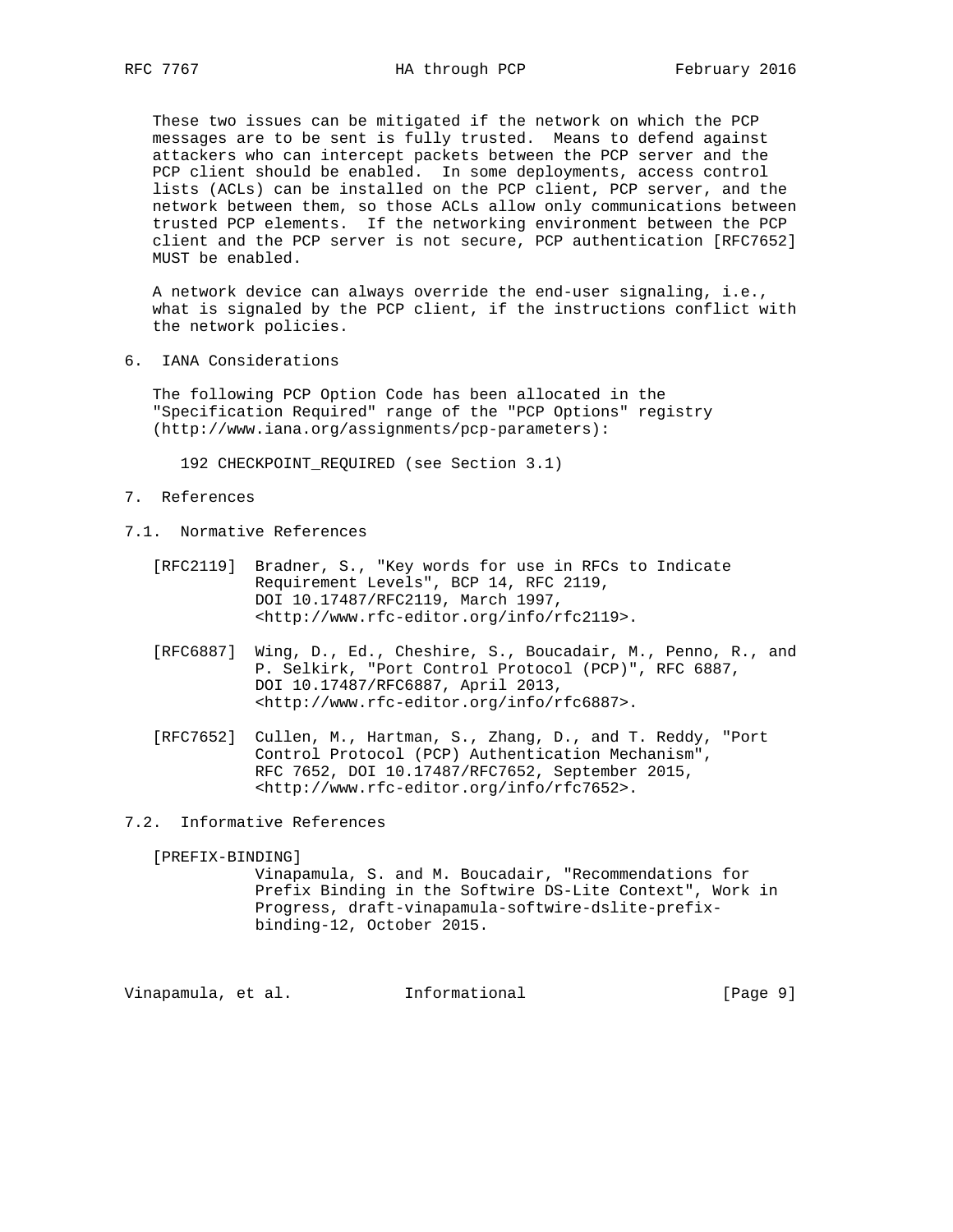These two issues can be mitigated if the network on which the PCP messages are to be sent is fully trusted. Means to defend against attackers who can intercept packets between the PCP server and the PCP client should be enabled. In some deployments, access control lists (ACLs) can be installed on the PCP client, PCP server, and the network between them, so those ACLs allow only communications between trusted PCP elements. If the networking environment between the PCP client and the PCP server is not secure, PCP authentication [RFC7652] MUST be enabled.

A network device can always override the end-user signaling, i.e., what is signaled by the PCP client, if the instructions conflict with the network policies.

## 6. IANA Considerations

The following PCP Option Code has been allocated in the "Specification Required" range of the "PCP Options" registry (http://www.iana.org/assignments/pcp-parameters):

192 CHECKPOINT_REQUIRED (see Section 3.1)

## 7. References

### 7.1. Normative References

[RFC2119] Bradner, S., "Key words for use in RFCs to Indicate Requirement Levels", BCP 14, RFC 2119, DOI 10.17487/RFC2119, March 1997, <http://www.rfc-editor.org/info/rfc2119>.

[RFC6887] Wing, D., Ed., Cheshire, S., Boucadair, M., Penno, R., and P. Selkirk, "Port Control Protocol (PCP)", RFC 6887, DOI 10.17487/RFC6887, April 2013, <http://www.rfc-editor.org/info/rfc6887>.

[RFC7652] Cullen, M., Hartman, S., Zhang, D., and T. Reddy, "Port Control Protocol (PCP) Authentication Mechanism", RFC 7652, DOI 10.17487/RFC7652, September 2015, <http://www.rfc-editor.org/info/rfc7652>.

### 7.2. Informative References

[PREFIX-BINDING] Vinapamula, S. and M. Boucadair, "Recommendations for Prefix Binding in the Softwire DS-Lite Context", Work in Progress, draft-vinapamula-softwire-dslite-prefix-binding-12, October 2015.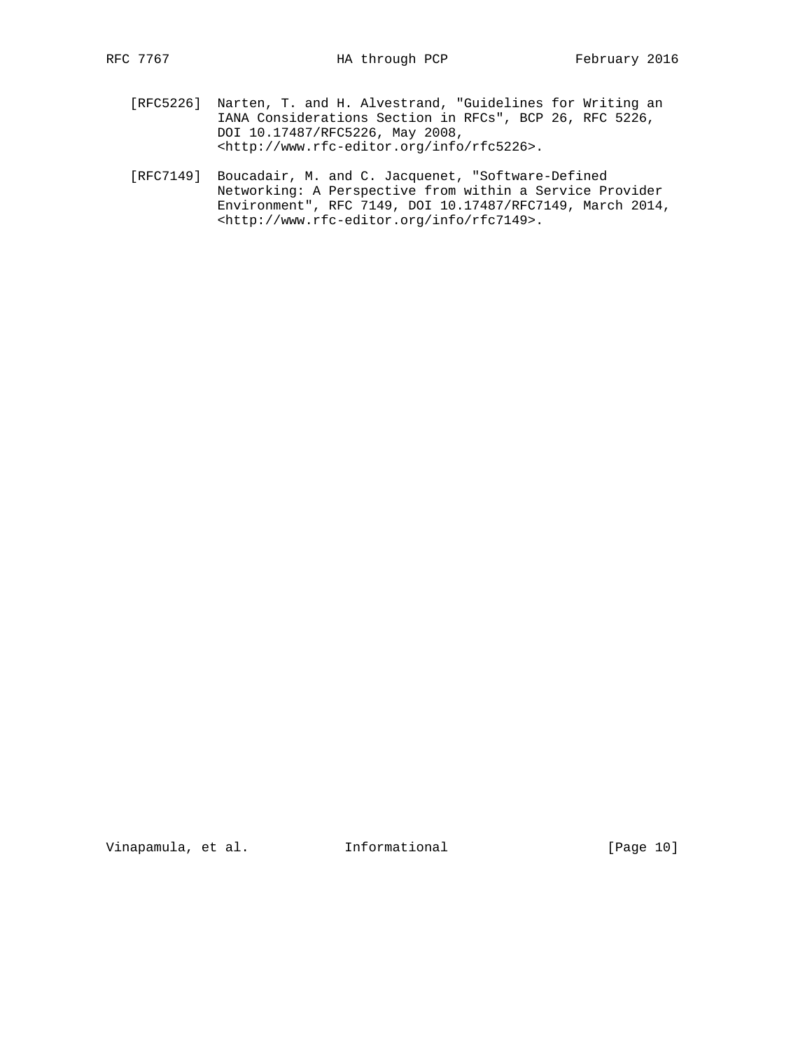[RFC5226] Narten, T. and H. Alvestrand, "Guidelines for Writing an IANA Considerations Section in RFCs", BCP 26, RFC 5226, DOI 10.17487/RFC5226, May 2008, <http://www.rfc-editor.org/info/rfc5226>.

[RFC7149] Boucadair, M. and C. Jacquenet, "Software-Defined Networking: A Perspective from within a Service Provider Environment", RFC 7149, DOI 10.17487/RFC7149, March 2014, <http://www.rfc-editor.org/info/rfc7149>.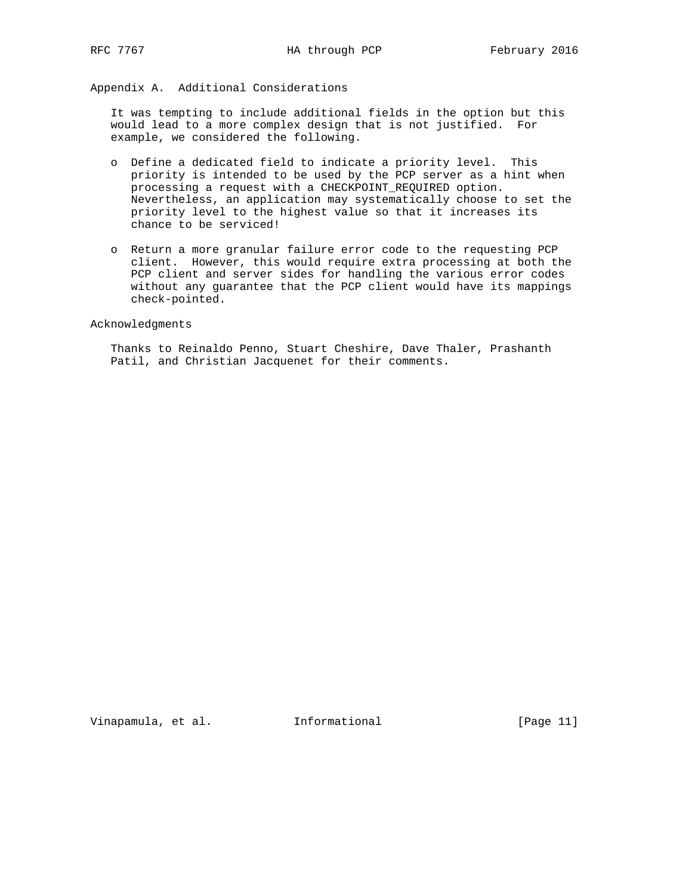## Appendix A. Additional Considerations

It was tempting to include additional fields in the option but this would lead to a more complex design that is not justified. For example, we considered the following.

- Define a dedicated field to indicate a priority level. This priority is intended to be used by the PCP server as a hint when processing a request with a CHECKPOINT_REQUIRED option. Nevertheless, an application may systematically choose to set the priority level to the highest value so that it increases its chance to be serviced!

- Return a more granular failure error code to the requesting PCP client. However, this would require extra processing at both the PCP client and server sides for handling the various error codes without any guarantee that the PCP client would have its mappings check-pointed.

## Acknowledgments

Thanks to Reinaldo Penno, Stuart Cheshire, Dave Thaler, Prashanth Patil, and Christian Jacquenet for their comments.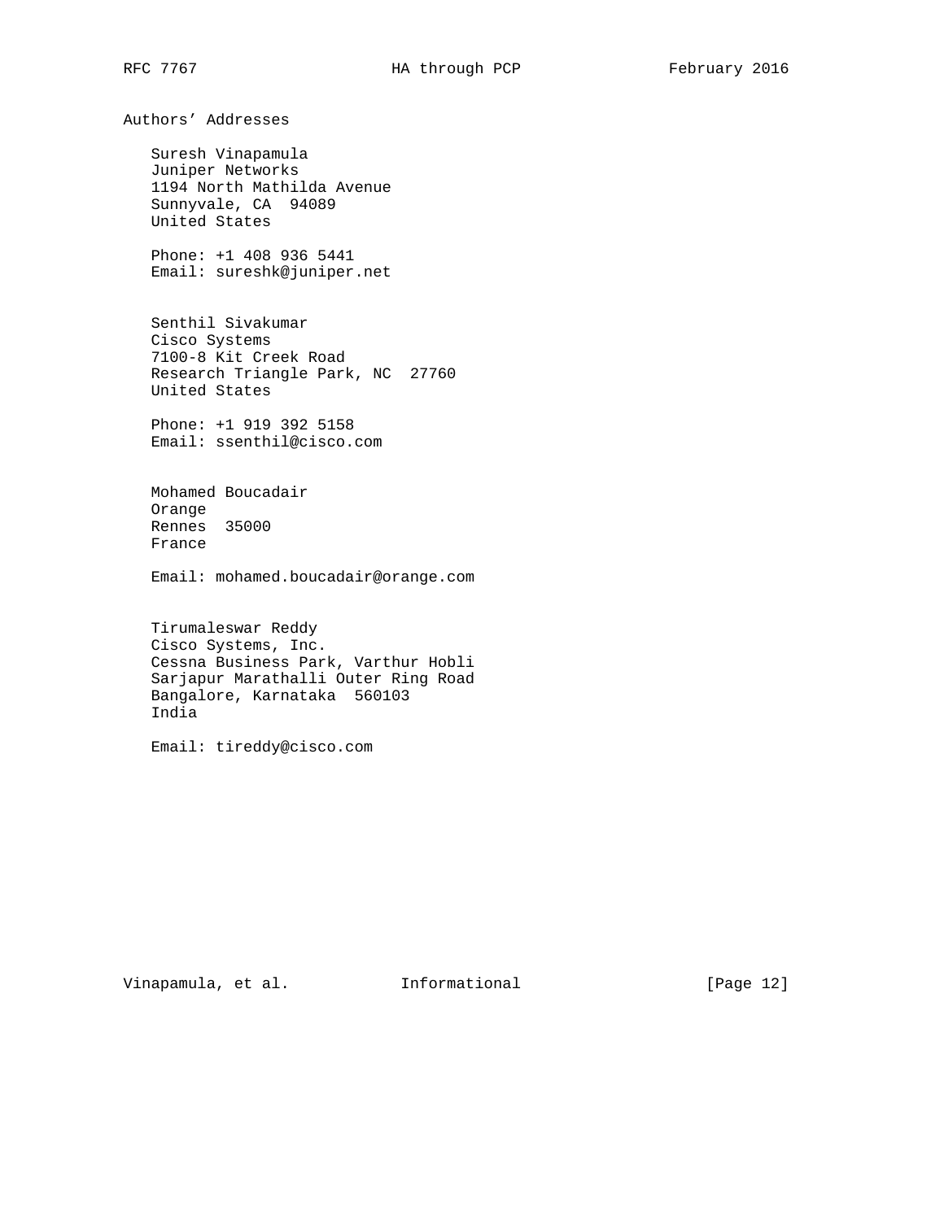# Authors' Addresses

Suresh Vinapamula
Juniper Networks
1194 North Mathilda Avenue
Sunnyvale, CA  94089
United States

Phone: +1 408 936 5441
Email: sureshk@juniper.net

Senthil Sivakumar
Cisco Systems
7100-8 Kit Creek Road
Research Triangle Park, NC  27760
United States

Phone: +1 919 392 5158
Email: ssenthil@cisco.com

Mohamed Boucadair
Orange
Rennes  35000
France

Email: mohamed.boucadair@orange.com

Tirumaleswar Reddy
Cisco Systems, Inc.
Cessna Business Park, Varthur Hobli
Sarjapur Marathalli Outer Ring Road
Bangalore, Karnataka  560103
India

Email: tireddy@cisco.com